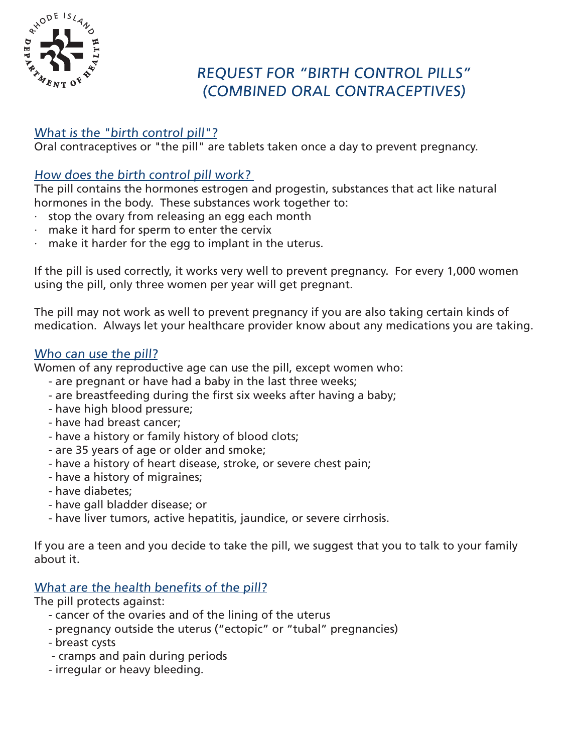# REQUEST FOR "BIRTH CONTROL PILLS" (COMBINED ORAL CONTRACEPTIVES)

## *What is the "birth control pill"?*

Oral contraceptives or "the pill" are tablets taken once a day to prevent pregnancy.

## *How does the birth control pill work?*

The pill contains the hormones estrogen and progestin, substances that act like natural hormones in the body. These substances work together to:

- stop the ovary from releasing an egg each month
- make it hard for sperm to enter the cervix
- make it harder for the egg to implant in the uterus.

If the pill is used correctly, it works very well to prevent pregnancy. For every 1,000 women using the pill, only three women per year will get pregnant.

The pill may not work as well to prevent pregnancy if you are also taking certain kinds of medication. Always let your healthcare provider know about any medications you are taking.

## *Who can use the pill?*

Women of any reproductive age can use the pill, except women who:

- are pregnant or have had a baby in the last three weeks;
- are breastfeeding during the first six weeks after having a baby;
- have high blood pressure;
- have had breast cancer;
- have a history or family history of blood clots;
- are 35 years of age or older and smoke;
- have a history of heart disease, stroke, or severe chest pain;
- have a history of migraines;
- have diabetes;
- have gall bladder disease; or
- have liver tumors, active hepatitis, jaundice, or severe cirrhosis.

If you are a teen and you decide to take the pill, we suggest that you to talk to your family about it.

## *What are the health benefits of the pill?*

The pill protects against:

- cancer of the ovaries and of the lining of the uterus
- pregnancy outside the uterus ("ectopic" or "tubal" pregnancies)
- breast cysts
- cramps and pain during periods
- irregular or heavy bleeding.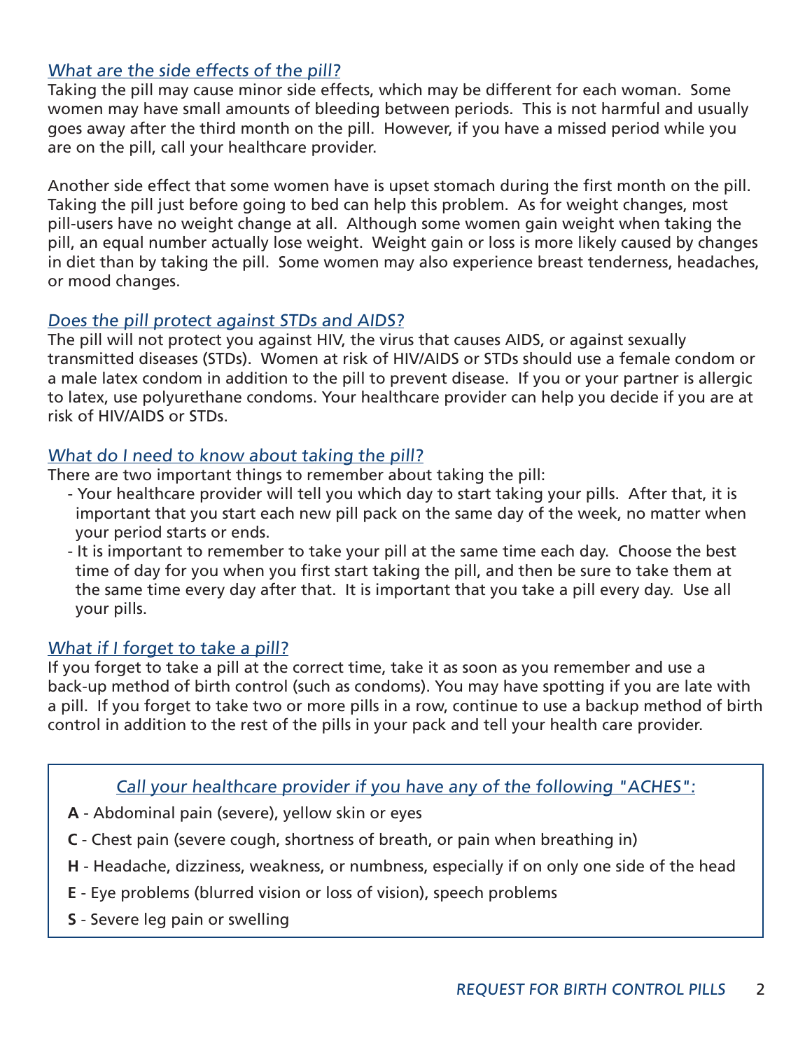## *What are the side effects of the pill?*

Taking the pill may cause minor side effects, which may be different for each woman. Some women may have small amounts of bleeding between periods. This is not harmful and usually goes away after the third month on the pill. However, if you have a missed period while you are on the pill, call your healthcare provider.

Another side effect that some women have is upset stomach during the first month on the pill. Taking the pill just before going to bed can help this problem. As for weight changes, most pill-users have no weight change at all. Although some women gain weight when taking the pill, an equal number actually lose weight. Weight gain or loss is more likely caused by changes in diet than by taking the pill. Some women may also experience breast tenderness, headaches, or mood changes.

## *Does the pill protect against STDs and AIDS?*

The pill will not protect you against HIV, the virus that causes AIDS, or against sexually transmitted diseases (STDs). Women at risk of HIV/AIDS or STDs should use a female condom or a male latex condom in addition to the pill to prevent disease. If you or your partner is allergic to latex, use polyurethane condoms. Your healthcare provider can help you decide if you are at risk of HIV/AIDS or STDs.

## *What do I need to know about taking the pill?*

There are two important things to remember about taking the pill:

- Your healthcare provider will tell you which day to start taking your pills. After that, it is important that you start each new pill pack on the same day of the week, no matter when your period starts or ends.
- It is important to remember to take your pill at the same time each day. Choose the best time of day for you when you first start taking the pill, and then be sure to take them at the same time every day after that. It is important that you take a pill every day. Use all your pills.

## *What if I forget to take a pill?*

If you forget to take a pill at the correct time, take it as soon as you remember and use a back-up method of birth control (such as condoms). You may have spotting if you are late with a pill. If you forget to take two or more pills in a row, continue to use a backup method of birth control in addition to the rest of the pills in your pack and tell your health care provider.

### *Call your healthcare provider if you have any of the following "ACHES":*

**A** - Abdominal pain (severe), yellow skin or eyes

**C** - Chest pain (severe cough, shortness of breath, or pain when breathing in)

**H** - Headache, dizziness, weakness, or numbness, especially if on only one side of the head

**E** - Eye problems (blurred vision or loss of vision), speech problems

**S** - Severe leg pain or swelling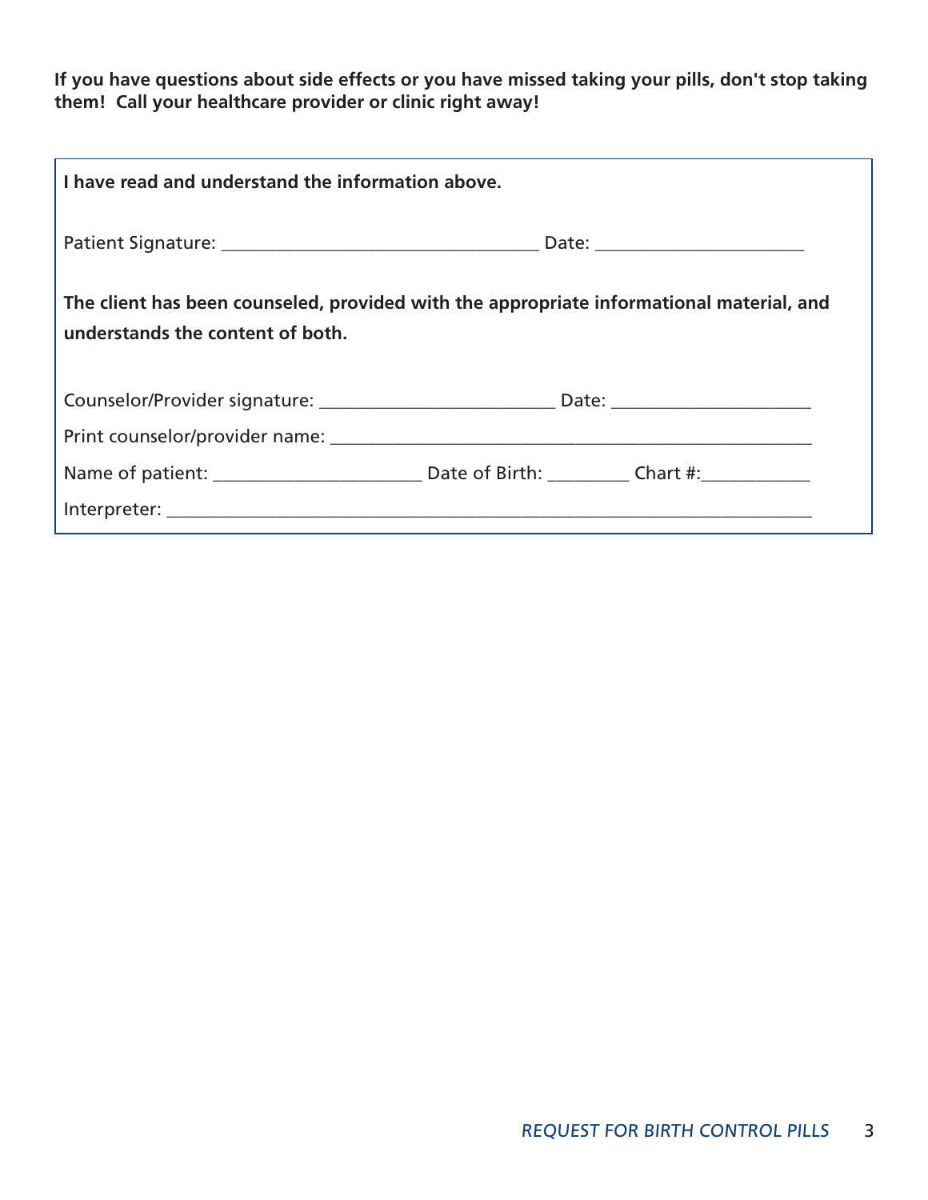**If you have questions about side effects or you have missed taking your pills, don't stop taking them! Call your healthcare provider or clinic right away!**

**I have read and understand the information above.**

Patient Signature: ___________________________________ Date: ______________________

**The client has been counseled, provided with the appropriate informational material, and understands the content of both.**

Counselor/Provider signature: _________________________ Date: _____________________

Print counselor/provider name: ______________________________________________________

Name of patient: ______________________ Date of Birth: _________ Chart #:____________

Interpreter: _________________________________________________________________________